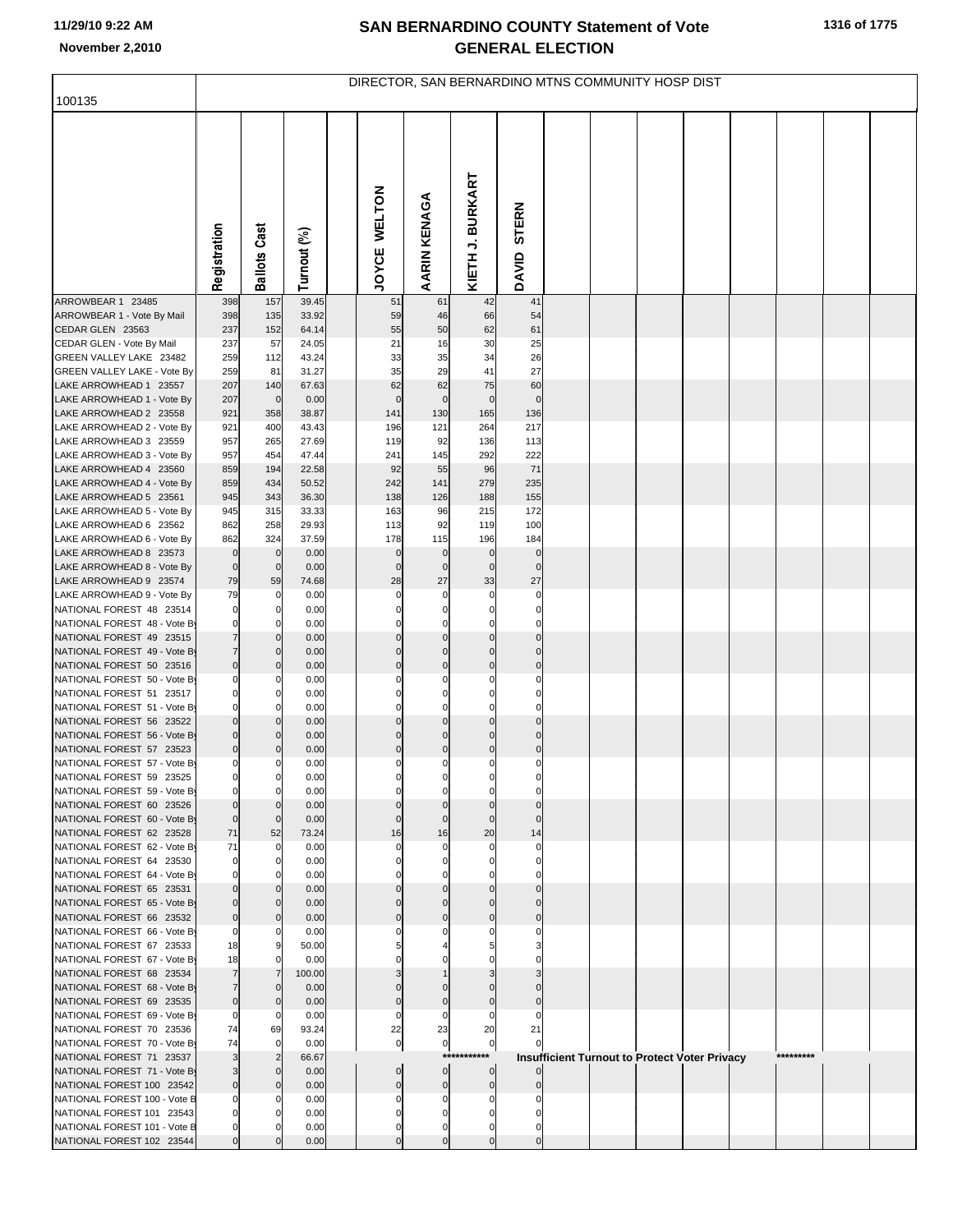# SAN BERNARDINO COUNTY Statement of Vote
## GENERAL ELECTION

11/29/10 9:22 AM
November 2,2010

DIRECTOR, SAN BERNARDINO MTNS COMMUNITY HOSP DIST

100135

| | Registration | Ballots Cast | Turnout (%) | JOYCE WELTON | AARIN KENAGA | KIETH J. BURKART | DAVID STERN |
|---|---|---|---|---|---|---|---|
| ARROWBEAR 1 23485 | 398 | 157 | 39.45 | 51 | 61 | 42 | 41 |
| ARROWBEAR 1 - Vote By Mail | 398 | 135 | 33.92 | 59 | 46 | 66 | 54 |
| CEDAR GLEN 23563 | 237 | 152 | 64.14 | 55 | 50 | 62 | 61 |
| CEDAR GLEN - Vote By Mail | 237 | 57 | 24.05 | 21 | 16 | 30 | 25 |
| GREEN VALLEY LAKE 23482 | 259 | 112 | 43.24 | 33 | 35 | 34 | 26 |
| GREEN VALLEY LAKE - Vote By | 259 | 81 | 31.27 | 35 | 29 | 41 | 27 |
| LAKE ARROWHEAD 1 23557 | 207 | 140 | 67.63 | 62 | 62 | 75 | 60 |
| LAKE ARROWHEAD 1 - Vote By | 207 | 0 | 0.00 | 0 | 0 | 0 | 0 |
| LAKE ARROWHEAD 2 23558 | 921 | 358 | 38.87 | 141 | 130 | 165 | 136 |
| LAKE ARROWHEAD 2 - Vote By | 921 | 400 | 43.43 | 196 | 121 | 264 | 217 |
| LAKE ARROWHEAD 3 23559 | 957 | 265 | 27.69 | 119 | 92 | 136 | 113 |
| LAKE ARROWHEAD 3 - Vote By | 957 | 454 | 47.44 | 241 | 145 | 292 | 222 |
| LAKE ARROWHEAD 4 23560 | 859 | 194 | 22.58 | 92 | 55 | 96 | 71 |
| LAKE ARROWHEAD 4 - Vote By | 859 | 434 | 50.52 | 242 | 141 | 279 | 235 |
| LAKE ARROWHEAD 5 23561 | 945 | 343 | 36.30 | 138 | 126 | 188 | 155 |
| LAKE ARROWHEAD 5 - Vote By | 945 | 315 | 33.33 | 163 | 96 | 215 | 172 |
| LAKE ARROWHEAD 6 23562 | 862 | 258 | 29.93 | 113 | 92 | 119 | 100 |
| LAKE ARROWHEAD 6 - Vote By | 862 | 324 | 37.59 | 178 | 115 | 196 | 184 |
| LAKE ARROWHEAD 8 23573 | 0 | 0 | 0.00 | 0 | 0 | 0 | 0 |
| LAKE ARROWHEAD 8 - Vote By | 0 | 0 | 0.00 | 0 | 0 | 0 | 0 |
| LAKE ARROWHEAD 9 23574 | 79 | 59 | 74.68 | 28 | 27 | 33 | 27 |
| LAKE ARROWHEAD 9 - Vote By | 79 | 0 | 0.00 | 0 | 0 | 0 | 0 |
| NATIONAL FOREST 48 23514 | 0 | 0 | 0.00 | 0 | 0 | 0 | 0 |
| NATIONAL FOREST 48 - Vote By | 0 | 0 | 0.00 | 0 | 0 | 0 | 0 |
| NATIONAL FOREST 49 23515 | 7 | 0 | 0.00 | 0 | 0 | 0 | 0 |
| NATIONAL FOREST 49 - Vote By | 7 | 0 | 0.00 | 0 | 0 | 0 | 0 |
| NATIONAL FOREST 50 23516 | 0 | 0 | 0.00 | 0 | 0 | 0 | 0 |
| NATIONAL FOREST 50 - Vote By | 0 | 0 | 0.00 | 0 | 0 | 0 | 0 |
| NATIONAL FOREST 51 23517 | 0 | 0 | 0.00 | 0 | 0 | 0 | 0 |
| NATIONAL FOREST 51 - Vote By | 0 | 0 | 0.00 | 0 | 0 | 0 | 0 |
| NATIONAL FOREST 56 23522 | 0 | 0 | 0.00 | 0 | 0 | 0 | 0 |
| NATIONAL FOREST 56 - Vote By | 0 | 0 | 0.00 | 0 | 0 | 0 | 0 |
| NATIONAL FOREST 57 23523 | 0 | 0 | 0.00 | 0 | 0 | 0 | 0 |
| NATIONAL FOREST 57 - Vote By | 0 | 0 | 0.00 | 0 | 0 | 0 | 0 |
| NATIONAL FOREST 59 23525 | 0 | 0 | 0.00 | 0 | 0 | 0 | 0 |
| NATIONAL FOREST 59 - Vote By | 0 | 0 | 0.00 | 0 | 0 | 0 | 0 |
| NATIONAL FOREST 60 23526 | 0 | 0 | 0.00 | 0 | 0 | 0 | 0 |
| NATIONAL FOREST 60 - Vote By | 0 | 0 | 0.00 | 0 | 0 | 0 | 0 |
| NATIONAL FOREST 62 23528 | 71 | 52 | 73.24 | 16 | 16 | 20 | 14 |
| NATIONAL FOREST 62 - Vote By | 71 | 0 | 0.00 | 0 | 0 | 0 | 0 |
| NATIONAL FOREST 64 23530 | 0 | 0 | 0.00 | 0 | 0 | 0 | 0 |
| NATIONAL FOREST 64 - Vote By | 0 | 0 | 0.00 | 0 | 0 | 0 | 0 |
| NATIONAL FOREST 65 23531 | 0 | 0 | 0.00 | 0 | 0 | 0 | 0 |
| NATIONAL FOREST 65 - Vote By | 0 | 0 | 0.00 | 0 | 0 | 0 | 0 |
| NATIONAL FOREST 66 23532 | 0 | 0 | 0.00 | 0 | 0 | 0 | 0 |
| NATIONAL FOREST 66 - Vote By | 0 | 0 | 0.00 | 0 | 0 | 0 | 0 |
| NATIONAL FOREST 67 23533 | 18 | 9 | 50.00 | 5 | 4 | 5 | 3 |
| NATIONAL FOREST 67 - Vote By | 18 | 0 | 0.00 | 0 | 0 | 0 | 0 |
| NATIONAL FOREST 68 23534 | 7 | 7 | 100.00 | 3 | 1 | 3 | 3 |
| NATIONAL FOREST 68 - Vote By | 7 | 0 | 0.00 | 0 | 0 | 0 | 0 |
| NATIONAL FOREST 69 23535 | 0 | 0 | 0.00 | 0 | 0 | 0 | 0 |
| NATIONAL FOREST 69 - Vote By | 0 | 0 | 0.00 | 0 | 0 | 0 | 0 |
| NATIONAL FOREST 70 23536 | 74 | 69 | 93.24 | 22 | 23 | 20 | 21 |
| NATIONAL FOREST 70 - Vote By | 74 | 0 | 0.00 | 0 | 0 | 0 | 0 |
| NATIONAL FOREST 71 23537 | 3 | 2 | 66.67 | *********** Insufficient Turnout to Protect Voter Privacy ********* | | | |
| NATIONAL FOREST 71 - Vote By | 3 | 0 | 0.00 | 0 | 0 | 0 | 0 |
| NATIONAL FOREST 100 23542 | 0 | 0 | 0.00 | 0 | 0 | 0 | 0 |
| NATIONAL FOREST 100 - Vote B | 0 | 0 | 0.00 | 0 | 0 | 0 | 0 |
| NATIONAL FOREST 101 23543 | 0 | 0 | 0.00 | 0 | 0 | 0 | 0 |
| NATIONAL FOREST 101 - Vote B | 0 | 0 | 0.00 | 0 | 0 | 0 | 0 |
| NATIONAL FOREST 102 23544 | 0 | 0 | 0.00 | 0 | 0 | 0 | 0 |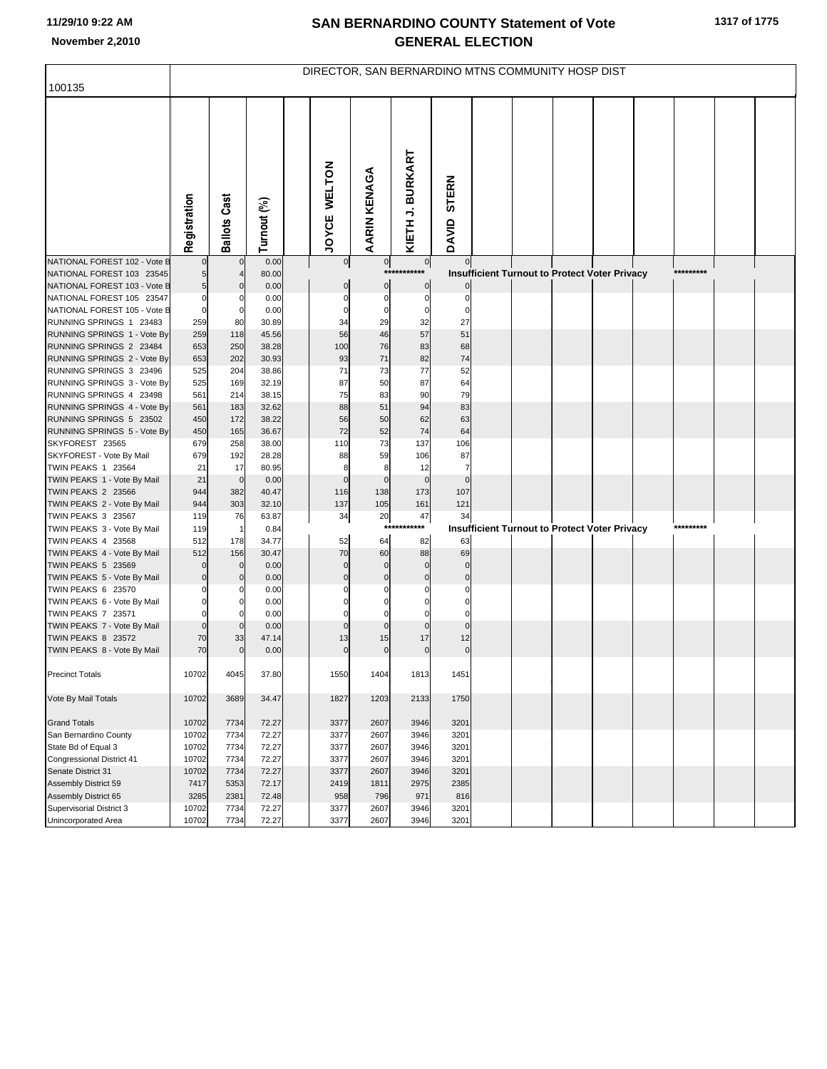## SAN BERNARDINO COUNTY Statement of Vote GENERAL ELECTION

November 2,2010

### DIRECTOR, SAN BERNARDINO MTNS COMMUNITY HOSP DIST

100135

| | Registration | Ballots Cast | Turnout (%) | JOYCE WELTON | AARIN KENAGA | KIETH J. BURKART | DAVID STERN |
|---|---|---|---|---|---|---|---|
| NATIONAL FOREST 102 - Vote B | 0 | 0 | 0.00 | 0 | 0 | 0 | 0 |
| NATIONAL FOREST 103 23545 | 5 | 4 | 80.00 | *********** Insufficient Turnout to Protect Voter Privacy ********* | | | |
| NATIONAL FOREST 103 - Vote B | 5 | 0 | 0.00 | 0 | 0 | 0 | 0 |
| NATIONAL FOREST 105 23547 | 0 | 0 | 0.00 | 0 | 0 | 0 | 0 |
| NATIONAL FOREST 105 - Vote B | 0 | 0 | 0.00 | 0 | 0 | 0 | 0 |
| RUNNING SPRINGS 1 23483 | 259 | 80 | 30.89 | 34 | 29 | 32 | 27 |
| RUNNING SPRINGS 1 - Vote By | 259 | 118 | 45.56 | 56 | 46 | 57 | 51 |
| RUNNING SPRINGS 2 23484 | 653 | 250 | 38.28 | 100 | 76 | 83 | 68 |
| RUNNING SPRINGS 2 - Vote By | 653 | 202 | 30.93 | 93 | 71 | 82 | 74 |
| RUNNING SPRINGS 3 23496 | 525 | 204 | 38.86 | 71 | 73 | 77 | 52 |
| RUNNING SPRINGS 3 - Vote By | 525 | 169 | 32.19 | 87 | 50 | 87 | 64 |
| RUNNING SPRINGS 4 23498 | 561 | 214 | 38.15 | 75 | 83 | 90 | 79 |
| RUNNING SPRINGS 4 - Vote By | 561 | 183 | 32.62 | 88 | 51 | 94 | 83 |
| RUNNING SPRINGS 5 23502 | 450 | 172 | 38.22 | 56 | 50 | 62 | 63 |
| RUNNING SPRINGS 5 - Vote By | 450 | 165 | 36.67 | 72 | 52 | 74 | 64 |
| SKYFOREST 23565 | 679 | 258 | 38.00 | 110 | 73 | 137 | 106 |
| SKYFOREST - Vote By Mail | 679 | 192 | 28.28 | 88 | 59 | 106 | 87 |
| TWIN PEAKS 1 23564 | 21 | 17 | 80.95 | 8 | 8 | 12 | 7 |
| TWIN PEAKS 1 - Vote By Mail | 21 | 0 | 0.00 | 0 | 0 | 0 | 0 |
| TWIN PEAKS 2 23566 | 944 | 382 | 40.47 | 116 | 138 | 173 | 107 |
| TWIN PEAKS 2 - Vote By Mail | 944 | 303 | 32.10 | 137 | 105 | 161 | 121 |
| TWIN PEAKS 3 23567 | 119 | 76 | 63.87 | 34 | 20 | 47 | 34 |
| TWIN PEAKS 3 - Vote By Mail | 119 | 1 | 0.84 | *********** Insufficient Turnout to Protect Voter Privacy ********* | | | |
| TWIN PEAKS 4 23568 | 512 | 178 | 34.77 | 52 | 64 | 82 | 63 |
| TWIN PEAKS 4 - Vote By Mail | 512 | 156 | 30.47 | 70 | 60 | 88 | 69 |
| TWIN PEAKS 5 23569 | 0 | 0 | 0.00 | 0 | 0 | 0 | 0 |
| TWIN PEAKS 5 - Vote By Mail | 0 | 0 | 0.00 | 0 | 0 | 0 | 0 |
| TWIN PEAKS 6 23570 | 0 | 0 | 0.00 | 0 | 0 | 0 | 0 |
| TWIN PEAKS 6 - Vote By Mail | 0 | 0 | 0.00 | 0 | 0 | 0 | 0 |
| TWIN PEAKS 7 23571 | 0 | 0 | 0.00 | 0 | 0 | 0 | 0 |
| TWIN PEAKS 7 - Vote By Mail | 0 | 0 | 0.00 | 0 | 0 | 0 | 0 |
| TWIN PEAKS 8 23572 | 70 | 33 | 47.14 | 13 | 15 | 17 | 12 |
| TWIN PEAKS 8 - Vote By Mail | 70 | 0 | 0.00 | 0 | 0 | 0 | 0 |
| Precinct Totals | 10702 | 4045 | 37.80 | 1550 | 1404 | 1813 | 1451 |
| Vote By Mail Totals | 10702 | 3689 | 34.47 | 1827 | 1203 | 2133 | 1750 |
| Grand Totals | 10702 | 7734 | 72.27 | 3377 | 2607 | 3946 | 3201 |
| San Bernardino County | 10702 | 7734 | 72.27 | 3377 | 2607 | 3946 | 3201 |
| State Bd of Equal 3 | 10702 | 7734 | 72.27 | 3377 | 2607 | 3946 | 3201 |
| Congressional District 41 | 10702 | 7734 | 72.27 | 3377 | 2607 | 3946 | 3201 |
| Senate District 31 | 10702 | 7734 | 72.27 | 3377 | 2607 | 3946 | 3201 |
| Assembly District 59 | 7417 | 5353 | 72.17 | 2419 | 1811 | 2975 | 2385 |
| Assembly District 65 | 3285 | 2381 | 72.48 | 958 | 796 | 971 | 816 |
| Supervisorial District 3 | 10702 | 7734 | 72.27 | 3377 | 2607 | 3946 | 3201 |
| Unincorporated Area | 10702 | 7734 | 72.27 | 3377 | 2607 | 3946 | 3201 |